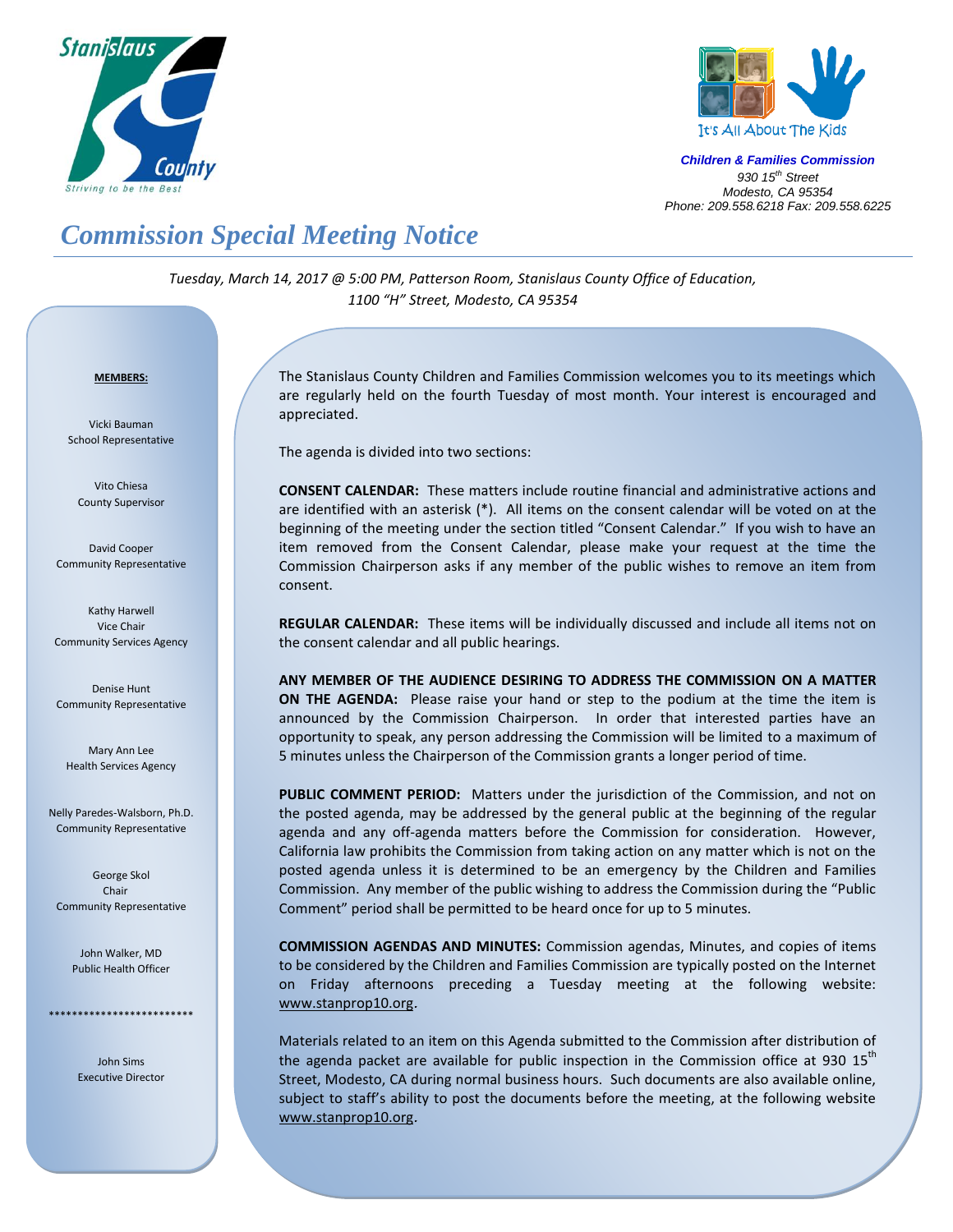Stanislaus County
*Striving to be the Best*

It's All About The Kids

***Children & Families Commission***
*930 15th Street*
*Modesto, CA 95354*
*Phone: 209.558.6218 Fax: 209.558.6225*

# *Commission Special Meeting Notice*

*Tuesday, March 14, 2017 @ 5:00 PM, Patterson Room, Stanislaus County Office of Education, 1100 "H" Street, Modesto, CA 95354*

**MEMBERS:**

Vicki Bauman
School Representative

Vito Chiesa
County Supervisor

David Cooper
Community Representative

Kathy Harwell
Vice Chair
Community Services Agency

Denise Hunt
Community Representative

Mary Ann Lee
Health Services Agency

Nelly Paredes-Walsborn, Ph.D.
Community Representative

George Skol
Chair
Community Representative

John Walker, MD
Public Health Officer

*************************

John Sims
Executive Director

The Stanislaus County Children and Families Commission welcomes you to its meetings which are regularly held on the fourth Tuesday of most month. Your interest is encouraged and appreciated.

The agenda is divided into two sections:

**CONSENT CALENDAR:** These matters include routine financial and administrative actions and are identified with an asterisk (*). All items on the consent calendar will be voted on at the beginning of the meeting under the section titled "Consent Calendar." If you wish to have an item removed from the Consent Calendar, please make your request at the time the Commission Chairperson asks if any member of the public wishes to remove an item from consent.

**REGULAR CALENDAR:** These items will be individually discussed and include all items not on the consent calendar and all public hearings.

**ANY MEMBER OF THE AUDIENCE DESIRING TO ADDRESS THE COMMISSION ON A MATTER ON THE AGENDA:** Please raise your hand or step to the podium at the time the item is announced by the Commission Chairperson. In order that interested parties have an opportunity to speak, any person addressing the Commission will be limited to a maximum of 5 minutes unless the Chairperson of the Commission grants a longer period of time.

**PUBLIC COMMENT PERIOD:** Matters under the jurisdiction of the Commission, and not on the posted agenda, may be addressed by the general public at the beginning of the regular agenda and any off-agenda matters before the Commission for consideration. However, California law prohibits the Commission from taking action on any matter which is not on the posted agenda unless it is determined to be an emergency by the Children and Families Commission. Any member of the public wishing to address the Commission during the "Public Comment" period shall be permitted to be heard once for up to 5 minutes.

**COMMISSION AGENDAS AND MINUTES:** Commission agendas, Minutes, and copies of items to be considered by the Children and Families Commission are typically posted on the Internet on Friday afternoons preceding a Tuesday meeting at the following website: www.stanprop10.org.

Materials related to an item on this Agenda submitted to the Commission after distribution of the agenda packet are available for public inspection in the Commission office at 930 15th Street, Modesto, CA during normal business hours. Such documents are also available online, subject to staff's ability to post the documents before the meeting, at the following website www.stanprop10.org.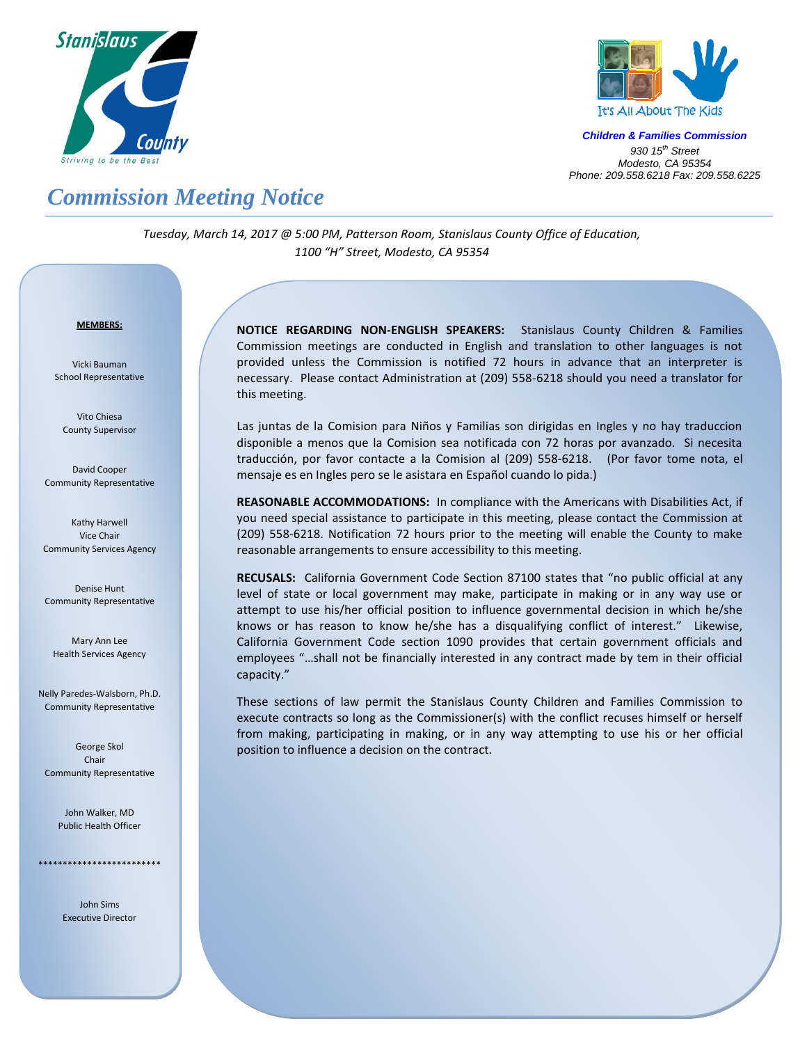Children & Families Commission

930 15th Street
Modesto, CA 95354
Phone: 209.558.6218 Fax: 209.558.6225

# Commission Meeting Notice

*Tuesday, March 14, 2017 @ 5:00 PM, Patterson Room, Stanislaus County Office of Education, 1100 "H" Street, Modesto, CA 95354*

**MEMBERS:**

Vicki Bauman
School Representative

Vito Chiesa
County Supervisor

David Cooper
Community Representative

Kathy Harwell
Vice Chair
Community Services Agency

Denise Hunt
Community Representative

Mary Ann Lee
Health Services Agency

Nelly Paredes-Walsborn, Ph.D.
Community Representative

George Skol
Chair
Community Representative

John Walker, MD
Public Health Officer

*************************

John Sims
Executive Director

**NOTICE REGARDING NON-ENGLISH SPEAKERS:** Stanislaus County Children & Families Commission meetings are conducted in English and translation to other languages is not provided unless the Commission is notified 72 hours in advance that an interpreter is necessary. Please contact Administration at (209) 558-6218 should you need a translator for this meeting.

Las juntas de la Comision para Niños y Familias son dirigidas en Ingles y no hay traduccion disponible a menos que la Comision sea notificada con 72 horas por avanzado. Si necesita traducción, por favor contacte a la Comision al (209) 558-6218. (Por favor tome nota, el mensaje es en Ingles pero se le asistara en Español cuando lo pida.)

**REASONABLE ACCOMMODATIONS:** In compliance with the Americans with Disabilities Act, if you need special assistance to participate in this meeting, please contact the Commission at (209) 558-6218. Notification 72 hours prior to the meeting will enable the County to make reasonable arrangements to ensure accessibility to this meeting.

**RECUSALS:** California Government Code Section 87100 states that "no public official at any level of state or local government may make, participate in making or in any way use or attempt to use his/her official position to influence governmental decision in which he/she knows or has reason to know he/she has a disqualifying conflict of interest." Likewise, California Government Code section 1090 provides that certain government officials and employees "…shall not be financially interested in any contract made by tem in their official capacity."

These sections of law permit the Stanislaus County Children and Families Commission to execute contracts so long as the Commissioner(s) with the conflict recuses himself or herself from making, participating in making, or in any way attempting to use his or her official position to influence a decision on the contract.